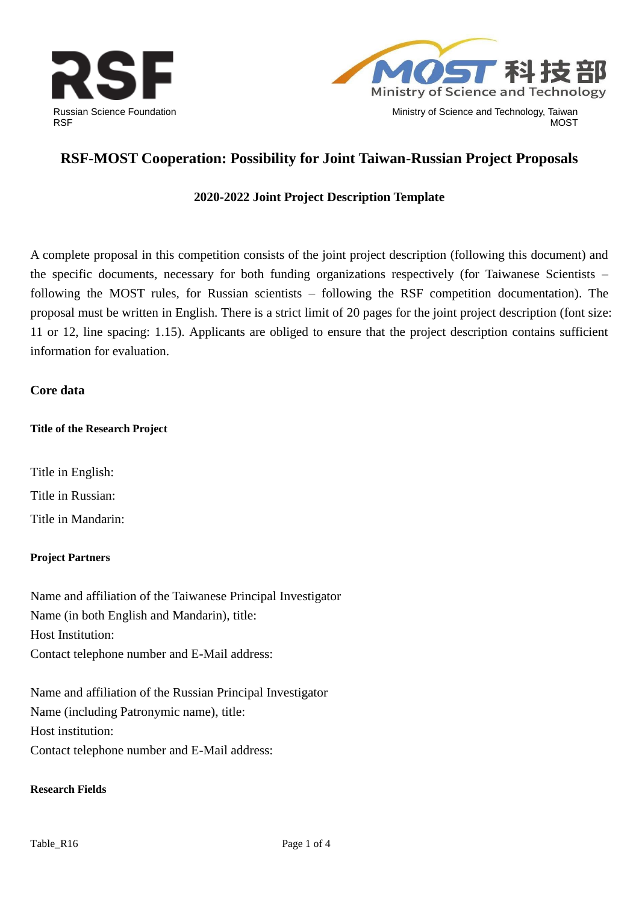Russian Science Foundation
RSF

Ministry of Science and Technology, Taiwan
MOST

# RSF-MOST Cooperation: Possibility for Joint Taiwan-Russian Project Proposals

### 2020-2022 Joint Project Description Template

A complete proposal in this competition consists of the joint project description (following this document) and the specific documents, necessary for both funding organizations respectively (for Taiwanese Scientists – following the MOST rules, for Russian scientists – following the RSF competition documentation). The proposal must be written in English. There is a strict limit of 20 pages for the joint project description (font size: 11 or 12, line spacing: 1.15). Applicants are obliged to ensure that the project description contains sufficient information for evaluation.

## Core data

### Title of the Research Project

Title in English:

Title in Russian:

Title in Mandarin:

### Project Partners

Name and affiliation of the Taiwanese Principal Investigator
Name (in both English and Mandarin), title:
Host Institution:
Contact telephone number and E-Mail address:

Name and affiliation of the Russian Principal Investigator
Name (including Patronymic name), title:
Host institution:
Contact telephone number and E-Mail address:

### Research Fields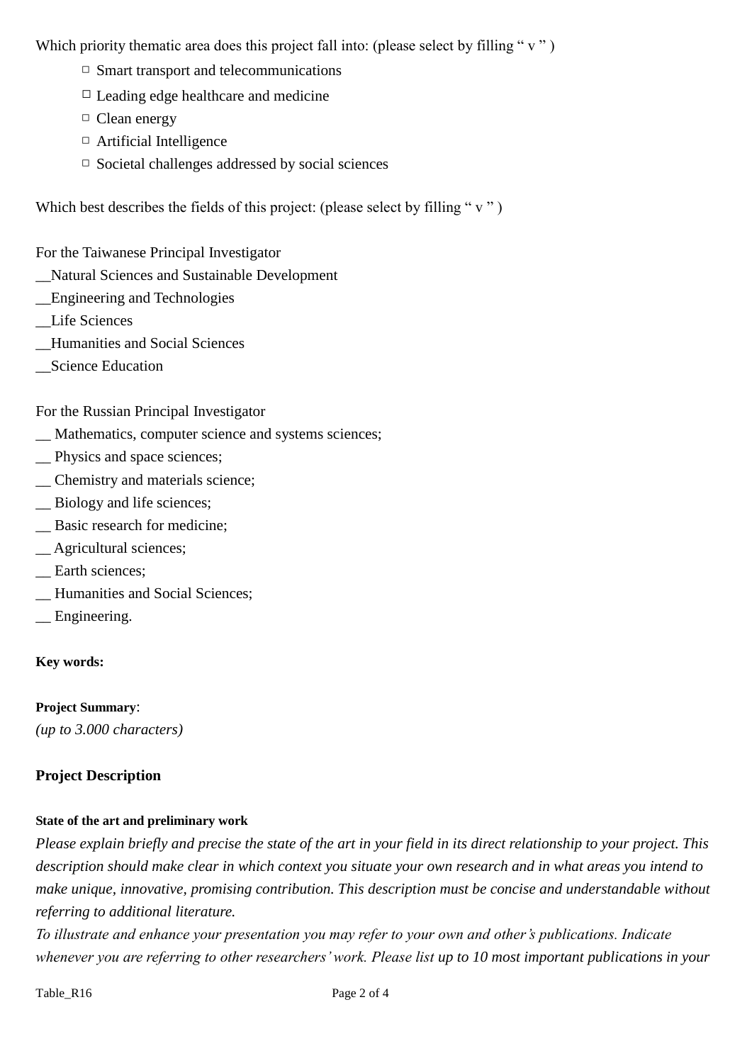Which priority thematic area does this project fall into: (please select by filling " v " )

- □ Smart transport and telecommunications
- □ Leading edge healthcare and medicine
- □ Clean energy
- □ Artificial Intelligence
- □ Societal challenges addressed by social sciences

Which best describes the fields of this project: (please select by filling " v " )

For the Taiwanese Principal Investigator

__Natural Sciences and Sustainable Development

__Engineering and Technologies

__Life Sciences

__Humanities and Social Sciences

__Science Education

For the Russian Principal Investigator

__ Mathematics, computer science and systems sciences;

__ Physics and space sciences;

__ Chemistry and materials science;

__ Biology and life sciences;

__ Basic research for medicine;

__ Agricultural sciences;

__ Earth sciences;

__ Humanities and Social Sciences;

__ Engineering.

**Key words:**

**Project Summary**:

*(up to 3.000 characters)*

## Project Description

#### State of the art and preliminary work

*Please explain briefly and precise the state of the art in your field in its direct relationship to your project. This description should make clear in which context you situate your own research and in what areas you intend to make unique, innovative, promising contribution. This description must be concise and understandable without referring to additional literature.*

*To illustrate and enhance your presentation you may refer to your own and other's publications. Indicate whenever you are referring to other researchers' work. Please list up to 10 most important publications in your*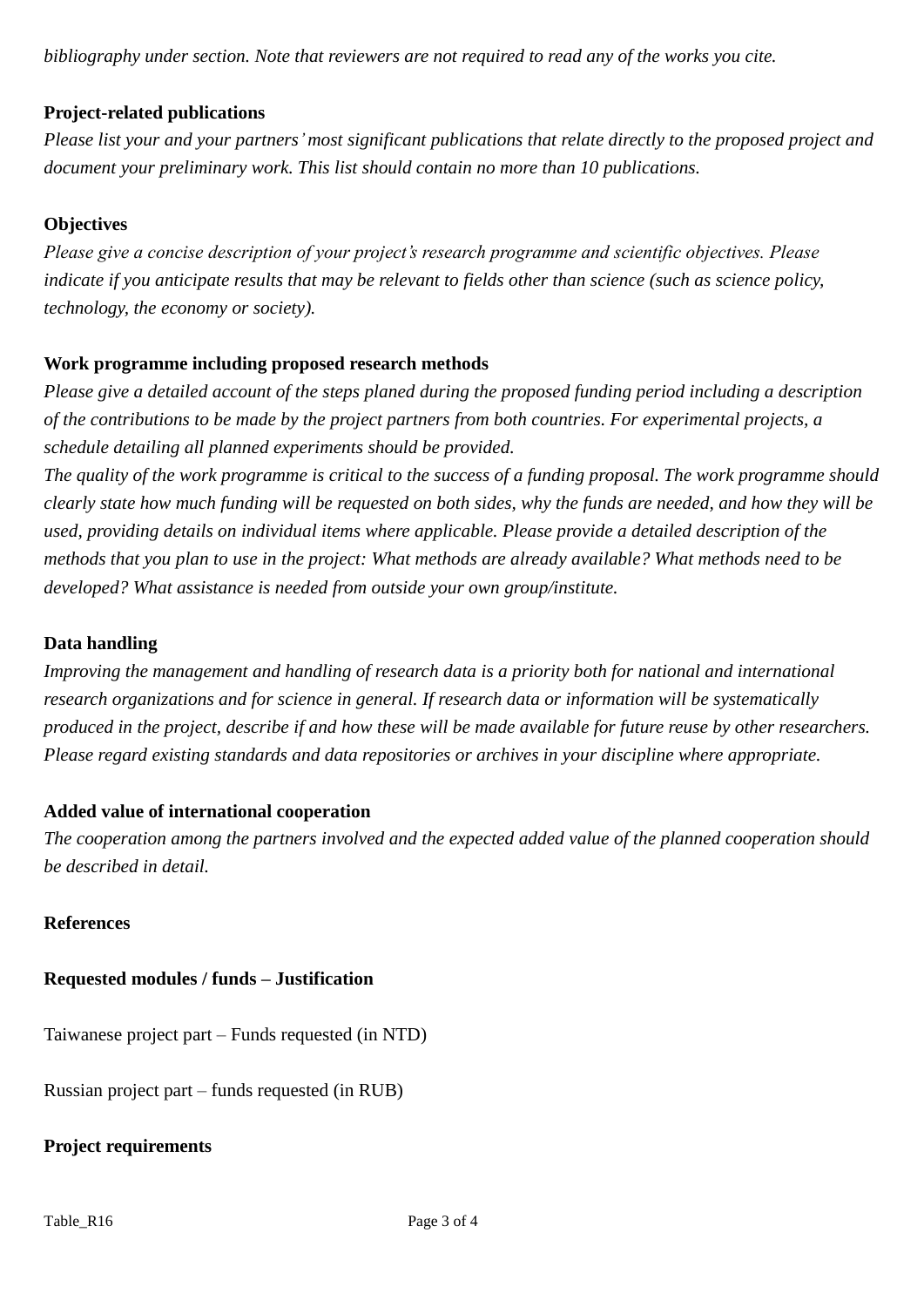*bibliography under section. Note that reviewers are not required to read any of the works you cite.*

**Project-related publications**

*Please list your and your partners' most significant publications that relate directly to the proposed project and document your preliminary work. This list should contain no more than 10 publications.*

**Objectives**

*Please give a concise description of your project's research programme and scientific objectives. Please indicate if you anticipate results that may be relevant to fields other than science (such as science policy, technology, the economy or society).*

**Work programme including proposed research methods**

*Please give a detailed account of the steps planed during the proposed funding period including a description of the contributions to be made by the project partners from both countries. For experimental projects, a schedule detailing all planned experiments should be provided.*

*The quality of the work programme is critical to the success of a funding proposal. The work programme should clearly state how much funding will be requested on both sides, why the funds are needed, and how they will be used, providing details on individual items where applicable. Please provide a detailed description of the methods that you plan to use in the project: What methods are already available? What methods need to be developed? What assistance is needed from outside your own group/institute.*

**Data handling**

*Improving the management and handling of research data is a priority both for national and international research organizations and for science in general. If research data or information will be systematically produced in the project, describe if and how these will be made available for future reuse by other researchers. Please regard existing standards and data repositories or archives in your discipline where appropriate.*

**Added value of international cooperation**

*The cooperation among the partners involved and the expected added value of the planned cooperation should be described in detail.*

**References**

**Requested modules / funds – Justification**

Taiwanese project part – Funds requested (in NTD)

Russian project part – funds requested (in RUB)

**Project requirements**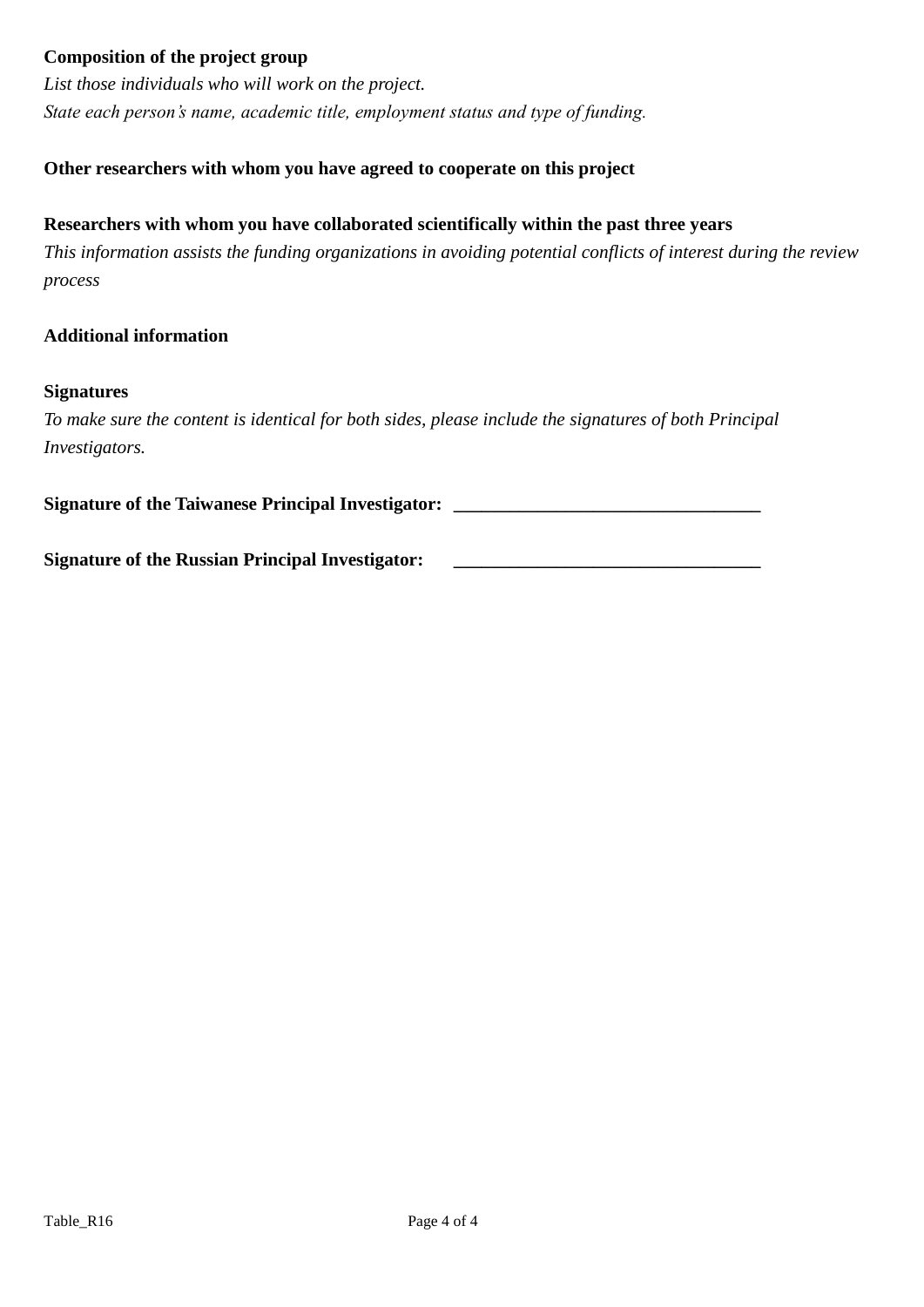**Composition of the project group**

*List those individuals who will work on the project.*
*State each person's name, academic title, employment status and type of funding.*

**Other researchers with whom you have agreed to cooperate on this project**

**Researchers with whom you have collaborated scientifically within the past three years**

*This information assists the funding organizations in avoiding potential conflicts of interest during the review process*

**Additional information**

**Signatures**

*To make sure the content is identical for both sides, please include the signatures of both Principal Investigators.*

**Signature of the Taiwanese Principal Investigator:** ________________________________

**Signature of the Russian Principal Investigator:** ________________________________

Table_R16